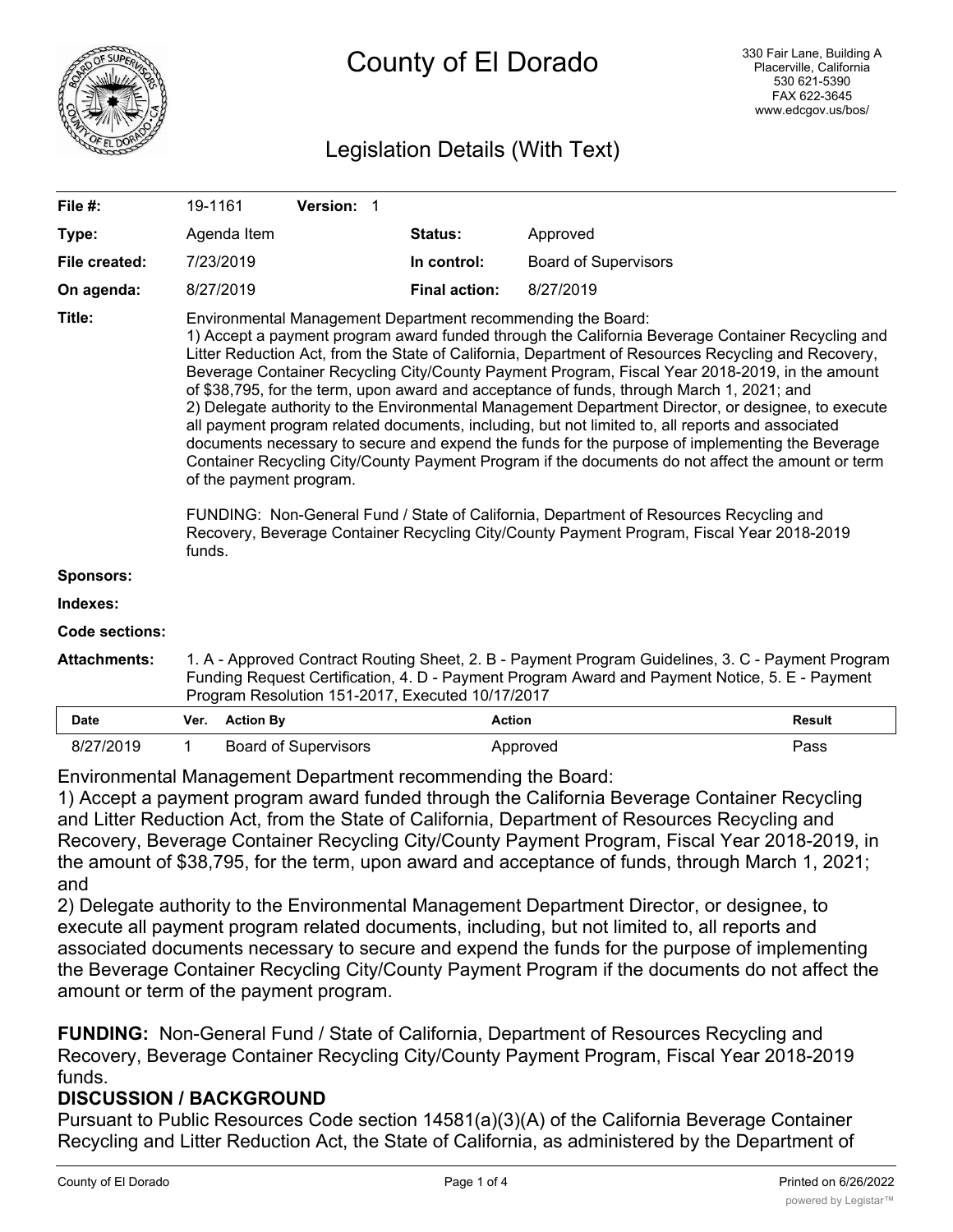# County of El Dorado

330 Fair Lane, Building A
Placerville, California
530 621-5390
FAX 622-3645
www.edcgov.us/bos/

## Legislation Details (With Text)

| | | | |
|---|---|---|---|
| **File #:** | 19-1161 **Version:** 1 | | |
| **Type:** | Agenda Item | **Status:** | Approved |
| **File created:** | 7/23/2019 | **In control:** | Board of Supervisors |
| **On agenda:** | 8/27/2019 | **Final action:** | 8/27/2019 |

**Title:** Environmental Management Department recommending the Board:
1) Accept a payment program award funded through the California Beverage Container Recycling and Litter Reduction Act, from the State of California, Department of Resources Recycling and Recovery, Beverage Container Recycling City/County Payment Program, Fiscal Year 2018-2019, in the amount of $38,795, for the term, upon award and acceptance of funds, through March 1, 2021; and
2) Delegate authority to the Environmental Management Department Director, or designee, to execute all payment program related documents, including, but not limited to, all reports and associated documents necessary to secure and expend the funds for the purpose of implementing the Beverage Container Recycling City/County Payment Program if the documents do not affect the amount or term of the payment program.

FUNDING: Non-General Fund / State of California, Department of Resources Recycling and Recovery, Beverage Container Recycling City/County Payment Program, Fiscal Year 2018-2019 funds.

**Sponsors:**

**Indexes:**

**Code sections:**

**Attachments:** 1. A - Approved Contract Routing Sheet, 2. B - Payment Program Guidelines, 3. C - Payment Program Funding Request Certification, 4. D - Payment Program Award and Payment Notice, 5. E - Payment Program Resolution 151-2017, Executed 10/17/2017

| Date | Ver. | Action By | Action | Result |
|---|---|---|---|---|
| 8/27/2019 | 1 | Board of Supervisors | Approved | Pass |

Environmental Management Department recommending the Board:
1) Accept a payment program award funded through the California Beverage Container Recycling and Litter Reduction Act, from the State of California, Department of Resources Recycling and Recovery, Beverage Container Recycling City/County Payment Program, Fiscal Year 2018-2019, in the amount of $38,795, for the term, upon award and acceptance of funds, through March 1, 2021; and
2) Delegate authority to the Environmental Management Department Director, or designee, to execute all payment program related documents, including, but not limited to, all reports and associated documents necessary to secure and expend the funds for the purpose of implementing the Beverage Container Recycling City/County Payment Program if the documents do not affect the amount or term of the payment program.

**FUNDING:** Non-General Fund / State of California, Department of Resources Recycling and Recovery, Beverage Container Recycling City/County Payment Program, Fiscal Year 2018-2019 funds.

**DISCUSSION / BACKGROUND**

Pursuant to Public Resources Code section 14581(a)(3)(A) of the California Beverage Container Recycling and Litter Reduction Act, the State of California, as administered by the Department of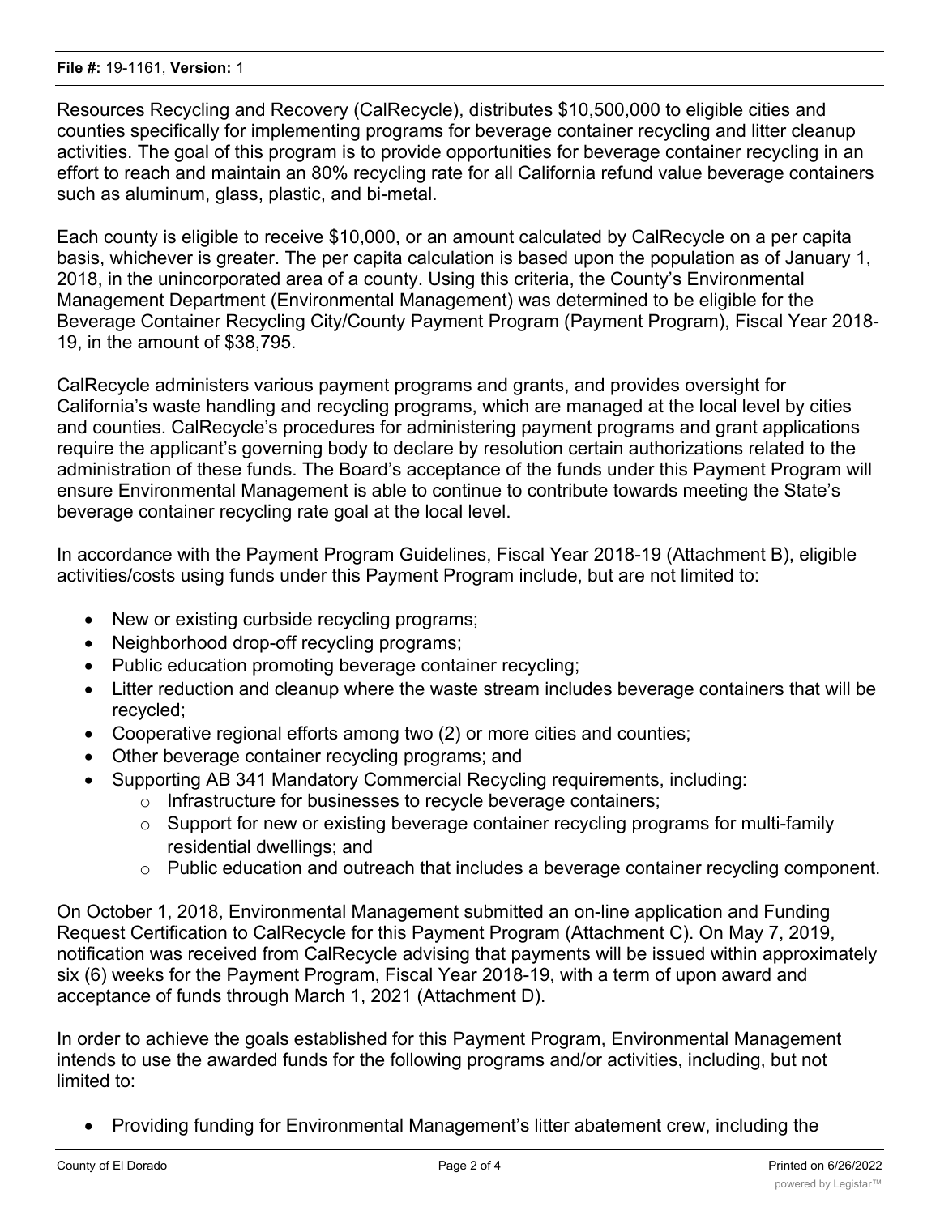Resources Recycling and Recovery (CalRecycle), distributes $10,500,000 to eligible cities and counties specifically for implementing programs for beverage container recycling and litter cleanup activities. The goal of this program is to provide opportunities for beverage container recycling in an effort to reach and maintain an 80% recycling rate for all California refund value beverage containers such as aluminum, glass, plastic, and bi-metal.

Each county is eligible to receive $10,000, or an amount calculated by CalRecycle on a per capita basis, whichever is greater. The per capita calculation is based upon the population as of January 1, 2018, in the unincorporated area of a county. Using this criteria, the County's Environmental Management Department (Environmental Management) was determined to be eligible for the Beverage Container Recycling City/County Payment Program (Payment Program), Fiscal Year 2018-19, in the amount of $38,795.

CalRecycle administers various payment programs and grants, and provides oversight for California's waste handling and recycling programs, which are managed at the local level by cities and counties. CalRecycle's procedures for administering payment programs and grant applications require the applicant's governing body to declare by resolution certain authorizations related to the administration of these funds. The Board's acceptance of the funds under this Payment Program will ensure Environmental Management is able to continue to contribute towards meeting the State's beverage container recycling rate goal at the local level.

In accordance with the Payment Program Guidelines, Fiscal Year 2018-19 (Attachment B), eligible activities/costs using funds under this Payment Program include, but are not limited to:

- New or existing curbside recycling programs;
- Neighborhood drop-off recycling programs;
- Public education promoting beverage container recycling;
- Litter reduction and cleanup where the waste stream includes beverage containers that will be recycled;
- Cooperative regional efforts among two (2) or more cities and counties;
- Other beverage container recycling programs; and
- Supporting AB 341 Mandatory Commercial Recycling requirements, including:
  - Infrastructure for businesses to recycle beverage containers;
  - Support for new or existing beverage container recycling programs for multi-family residential dwellings; and
  - Public education and outreach that includes a beverage container recycling component.

On October 1, 2018, Environmental Management submitted an on-line application and Funding Request Certification to CalRecycle for this Payment Program (Attachment C). On May 7, 2019, notification was received from CalRecycle advising that payments will be issued within approximately six (6) weeks for the Payment Program, Fiscal Year 2018-19, with a term of upon award and acceptance of funds through March 1, 2021 (Attachment D).

In order to achieve the goals established for this Payment Program, Environmental Management intends to use the awarded funds for the following programs and/or activities, including, but not limited to:

- Providing funding for Environmental Management's litter abatement crew, including the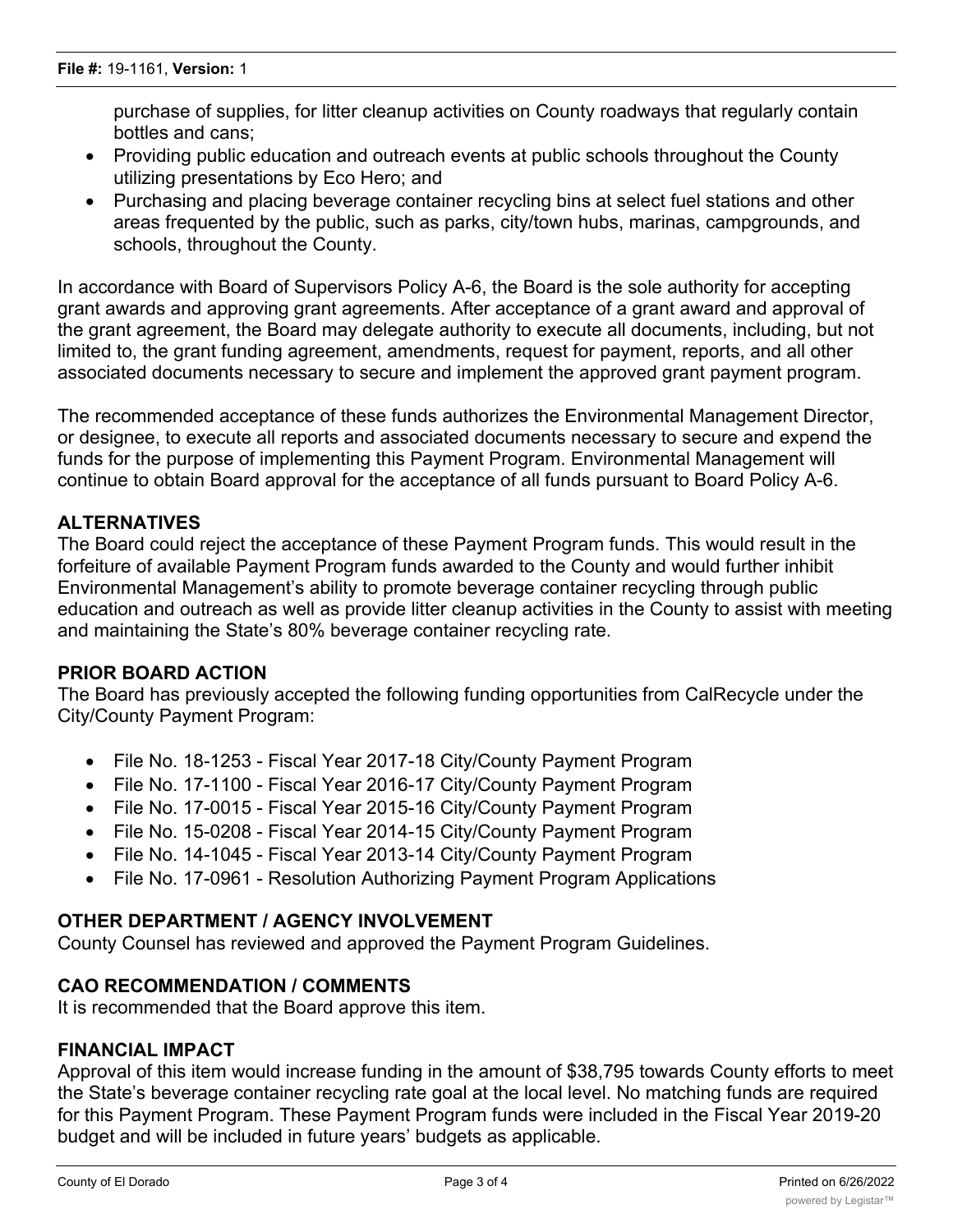purchase of supplies, for litter cleanup activities on County roadways that regularly contain bottles and cans;

- Providing public education and outreach events at public schools throughout the County utilizing presentations by Eco Hero; and
- Purchasing and placing beverage container recycling bins at select fuel stations and other areas frequented by the public, such as parks, city/town hubs, marinas, campgrounds, and schools, throughout the County.

In accordance with Board of Supervisors Policy A-6, the Board is the sole authority for accepting grant awards and approving grant agreements. After acceptance of a grant award and approval of the grant agreement, the Board may delegate authority to execute all documents, including, but not limited to, the grant funding agreement, amendments, request for payment, reports, and all other associated documents necessary to secure and implement the approved grant payment program.

The recommended acceptance of these funds authorizes the Environmental Management Director, or designee, to execute all reports and associated documents necessary to secure and expend the funds for the purpose of implementing this Payment Program. Environmental Management will continue to obtain Board approval for the acceptance of all funds pursuant to Board Policy A-6.

**ALTERNATIVES**

The Board could reject the acceptance of these Payment Program funds. This would result in the forfeiture of available Payment Program funds awarded to the County and would further inhibit Environmental Management's ability to promote beverage container recycling through public education and outreach as well as provide litter cleanup activities in the County to assist with meeting and maintaining the State's 80% beverage container recycling rate.

**PRIOR BOARD ACTION**

The Board has previously accepted the following funding opportunities from CalRecycle under the City/County Payment Program:

- File No. 18-1253 - Fiscal Year 2017-18 City/County Payment Program
- File No. 17-1100 - Fiscal Year 2016-17 City/County Payment Program
- File No. 17-0015 - Fiscal Year 2015-16 City/County Payment Program
- File No. 15-0208 - Fiscal Year 2014-15 City/County Payment Program
- File No. 14-1045 - Fiscal Year 2013-14 City/County Payment Program
- File No. 17-0961 - Resolution Authorizing Payment Program Applications

**OTHER DEPARTMENT / AGENCY INVOLVEMENT**

County Counsel has reviewed and approved the Payment Program Guidelines.

**CAO RECOMMENDATION / COMMENTS**

It is recommended that the Board approve this item.

**FINANCIAL IMPACT**

Approval of this item would increase funding in the amount of $38,795 towards County efforts to meet the State's beverage container recycling rate goal at the local level. No matching funds are required for this Payment Program. These Payment Program funds were included in the Fiscal Year 2019-20 budget and will be included in future years' budgets as applicable.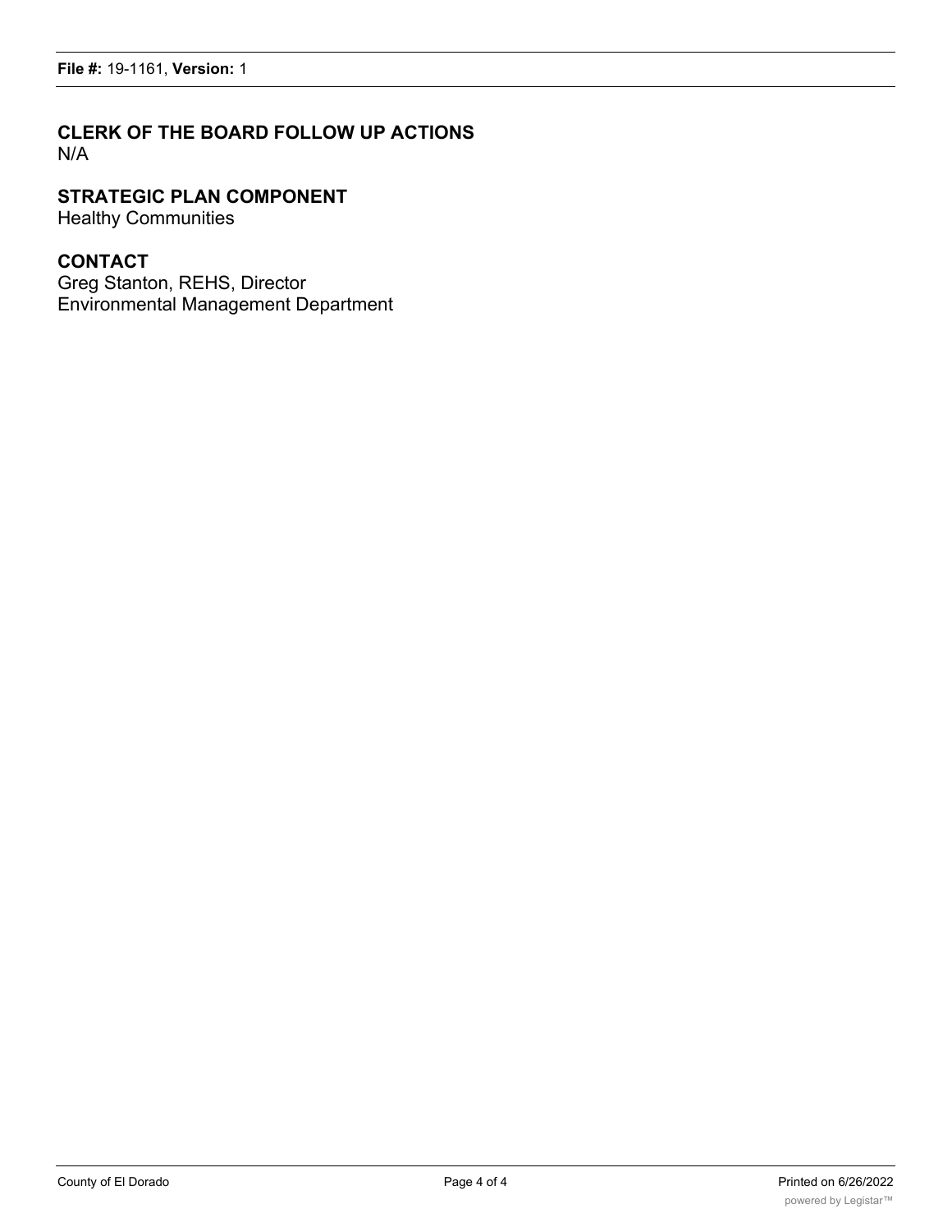## CLERK OF THE BOARD FOLLOW UP ACTIONS

N/A

## STRATEGIC PLAN COMPONENT

Healthy Communities

## CONTACT

Greg Stanton, REHS, Director
Environmental Management Department